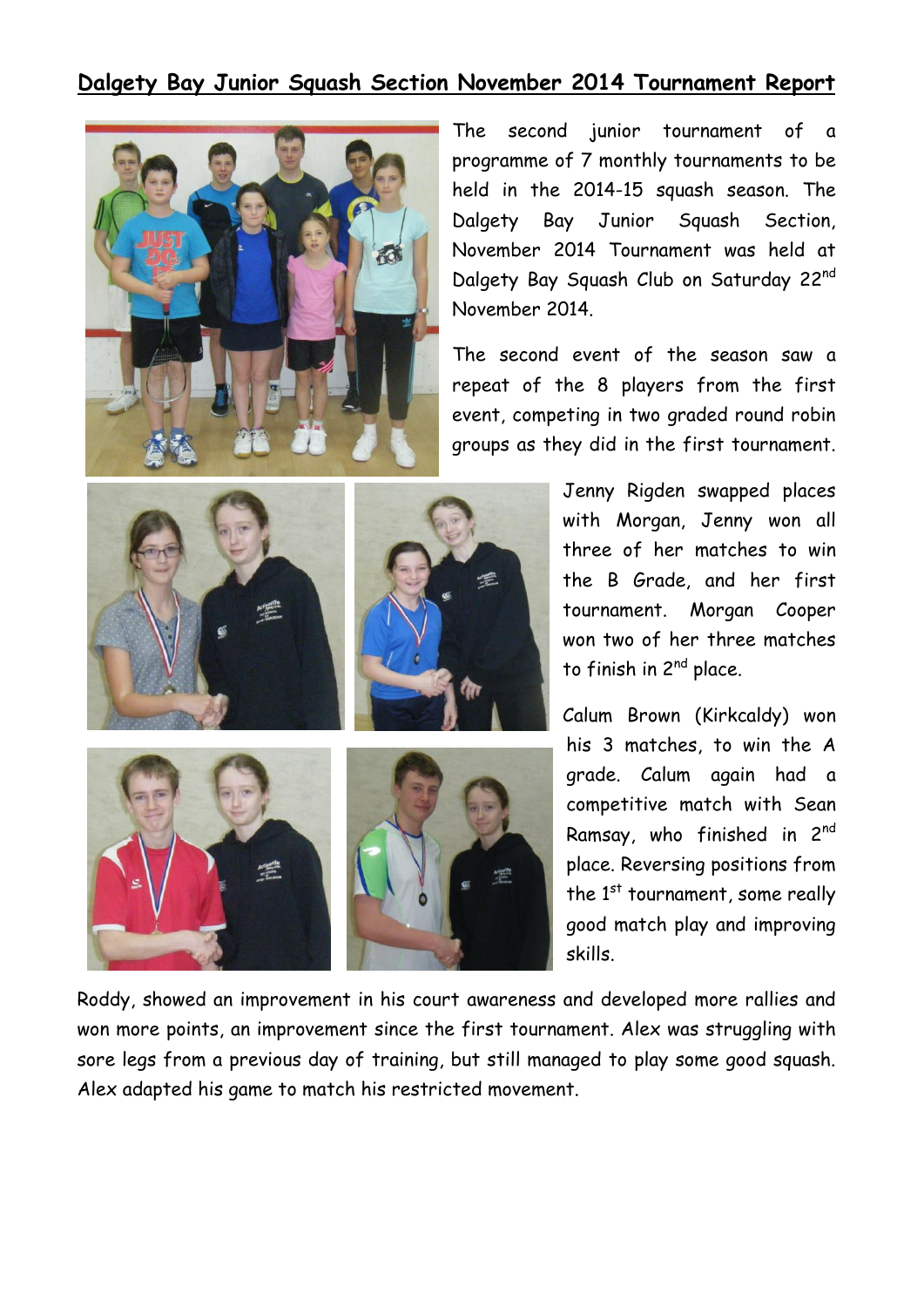# Dalgety Bay Junior Squash Section November 2014 Tournament Report

The second junior tournament of a programme of 7 monthly tournaments to be held in the 2014-15 squash season. The Dalgety Bay Junior Squash Section, November 2014 Tournament was held at Dalgety Bay Squash Club on Saturday 22nd November 2014.

The second event of the season saw a repeat of the 8 players from the first event, competing in two graded round robin groups as they did in the first tournament.

Jenny Rigden swapped places with Morgan, Jenny won all three of her matches to win the B Grade, and her first tournament. Morgan Cooper won two of her three matches to finish in 2nd place.

Calum Brown (Kirkcaldy) won his 3 matches, to win the A grade. Calum again had a competitive match with Sean Ramsay, who finished in 2nd place. Reversing positions from the 1st tournament, some really good match play and improving skills.

Roddy, showed an improvement in his court awareness and developed more rallies and won more points, an improvement since the first tournament. Alex was struggling with sore legs from a previous day of training, but still managed to play some good squash. Alex adapted his game to match his restricted movement.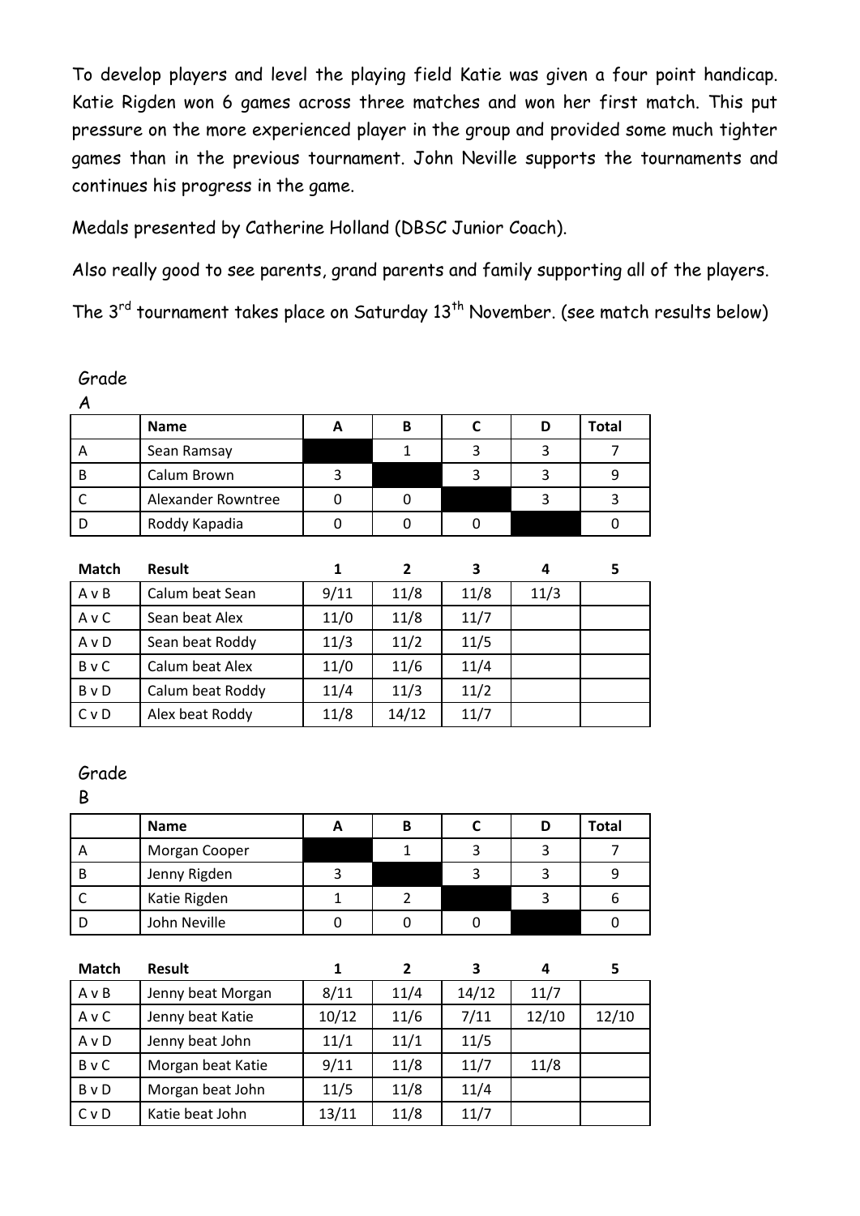To develop players and level the playing field Katie was given a four point handicap. Katie Rigden won 6 games across three matches and won her first match. This put pressure on the more experienced player in the group and provided some much tighter games than in the previous tournament. John Neville supports the tournaments and continues his progress in the game.

Medals presented by Catherine Holland (DBSC Junior Coach).

Also really good to see parents, grand parents and family supporting all of the players.

The 3rd tournament takes place on Saturday 13th November. (see match results below)

Grade A

| | Name | A | B | C | D | Total |
|---|---|---|---|---|---|---|
| A | Sean Ramsay | | 1 | 3 | 3 | 7 |
| B | Calum Brown | 3 | | 3 | 3 | 9 |
| C | Alexander Rowntree | 0 | 0 | | 3 | 3 |
| D | Roddy Kapadia | 0 | 0 | 0 | | 0 |

| Match | Result | 1 | 2 | 3 | 4 | 5 |
|---|---|---|---|---|---|---|
| A v B | Calum beat Sean | 9/11 | 11/8 | 11/8 | 11/3 | |
| A v C | Sean beat Alex | 11/0 | 11/8 | 11/7 | | |
| A v D | Sean beat Roddy | 11/3 | 11/2 | 11/5 | | |
| B v C | Calum beat Alex | 11/0 | 11/6 | 11/4 | | |
| B v D | Calum beat Roddy | 11/4 | 11/3 | 11/2 | | |
| C v D | Alex beat Roddy | 11/8 | 14/12 | 11/7 | | |

Grade B

| | Name | A | B | C | D | Total |
|---|---|---|---|---|---|---|
| A | Morgan Cooper | | 1 | 3 | 3 | 7 |
| B | Jenny Rigden | 3 | | 3 | 3 | 9 |
| C | Katie Rigden | 1 | 2 | | 3 | 6 |
| D | John Neville | 0 | 0 | 0 | | 0 |

| Match | Result | 1 | 2 | 3 | 4 | 5 |
|---|---|---|---|---|---|---|
| A v B | Jenny beat Morgan | 8/11 | 11/4 | 14/12 | 11/7 | |
| A v C | Jenny beat Katie | 10/12 | 11/6 | 7/11 | 12/10 | 12/10 |
| A v D | Jenny beat John | 11/1 | 11/1 | 11/5 | | |
| B v C | Morgan beat Katie | 9/11 | 11/8 | 11/7 | 11/8 | |
| B v D | Morgan beat John | 11/5 | 11/8 | 11/4 | | |
| C v D | Katie beat John | 13/11 | 11/8 | 11/7 | | |